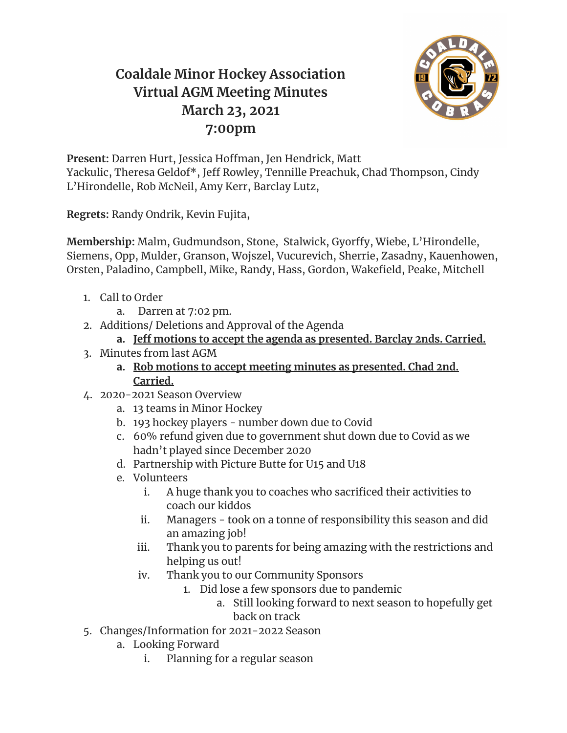# Coaldale Minor Hockey Association
# Virtual AGM Meeting Minutes
# March 23, 2021
# 7:00pm

**Present:** Darren Hurt, Jessica Hoffman, Jen Hendrick, Matt Yackulic, Theresa Geldof*, Jeff Rowley, Tennille Preachuk, Chad Thompson, Cindy L'Hirondelle, Rob McNeil, Amy Kerr, Barclay Lutz,

**Regrets:** Randy Ondrik, Kevin Fujita,

**Membership:** Malm, Gudmundson, Stone, Stalwick, Gyorffy, Wiebe, L'Hirondelle, Siemens, Opp, Mulder, Granson, Wojszel, Vucurevich, Sherrie, Zasadny, Kauenhowen, Orsten, Paladino, Campbell, Mike, Randy, Hass, Gordon, Wakefield, Peake, Mitchell

1. Call to Order
   a. Darren at 7:02 pm.
2. Additions/ Deletions and Approval of the Agenda
   a. **<u>Jeff motions to accept the agenda as presented. Barclay 2nds. Carried.</u>**
3. Minutes from last AGM
   a. **<u>Rob motions to accept meeting minutes as presented. Chad 2nd. Carried.</u>**
4. 2020-2021 Season Overview
   a. 13 teams in Minor Hockey
   b. 193 hockey players - number down due to Covid
   c. 60% refund given due to government shut down due to Covid as we hadn't played since December 2020
   d. Partnership with Picture Butte for U15 and U18
   e. Volunteers
      i. A huge thank you to coaches who sacrificed their activities to coach our kiddos
      ii. Managers - took on a tonne of responsibility this season and did an amazing job!
      iii. Thank you to parents for being amazing with the restrictions and helping us out!
      iv. Thank you to our Community Sponsors
         1. Did lose a few sponsors due to pandemic
            a. Still looking forward to next season to hopefully get back on track
5. Changes/Information for 2021-2022 Season
   a. Looking Forward
      i. Planning for a regular season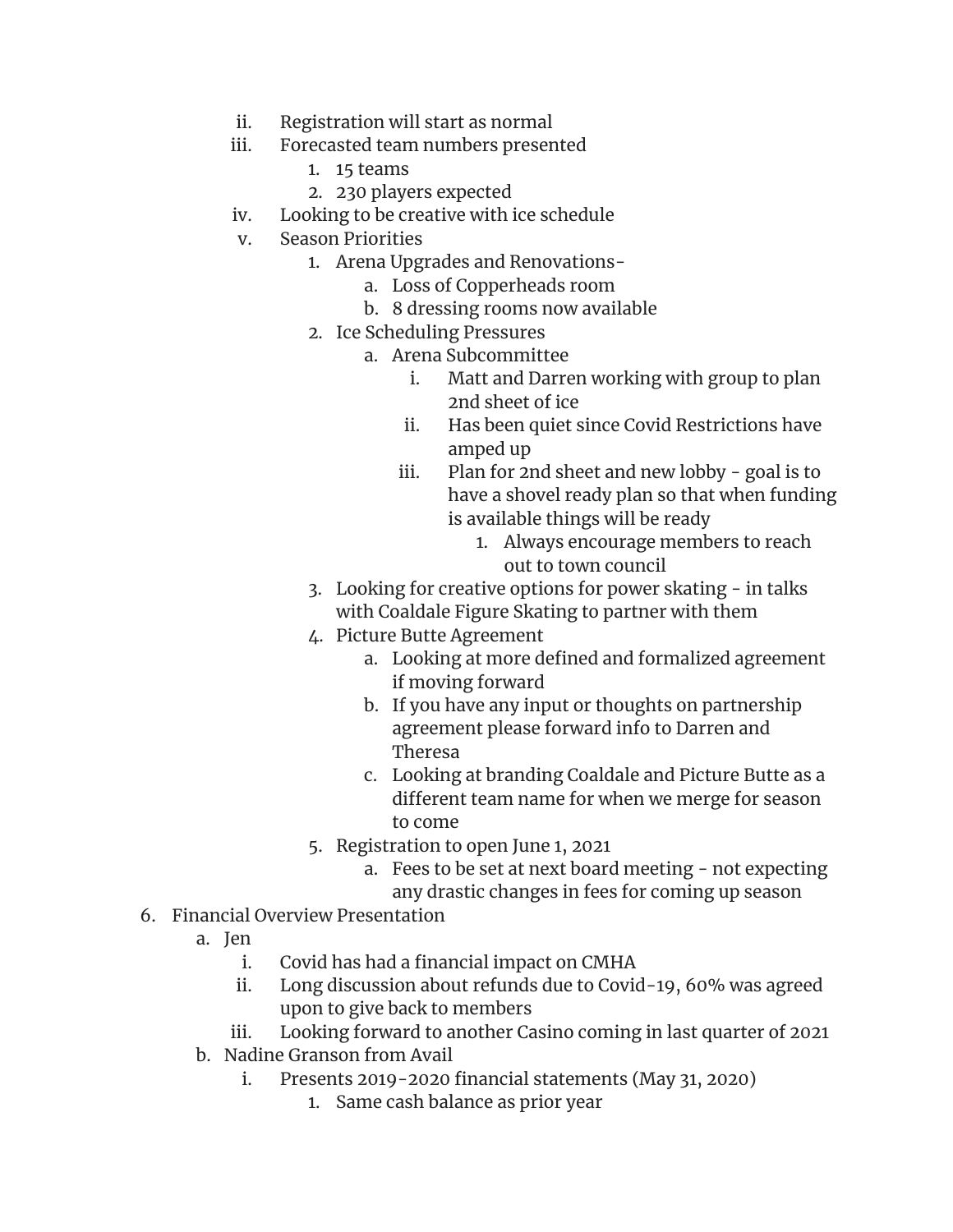- ii. Registration will start as normal
   - iii. Forecasted team numbers presented
     1. 15 teams
     2. 230 players expected
   - iv. Looking to be creative with ice schedule
   - v. Season Priorities
     1. Arena Upgrades and Renovations-
        - a. Loss of Copperheads room
        - b. 8 dressing rooms now available
     2. Ice Scheduling Pressures
        - a. Arena Subcommittee
          - i. Matt and Darren working with group to plan 2nd sheet of ice
          - ii. Has been quiet since Covid Restrictions have amped up
          - iii. Plan for 2nd sheet and new lobby - goal is to have a shovel ready plan so that when funding is available things will be ready
            1. Always encourage members to reach out to town council
     3. Looking for creative options for power skating - in talks with Coaldale Figure Skating to partner with them
     4. Picture Butte Agreement
        - a. Looking at more defined and formalized agreement if moving forward
        - b. If you have any input or thoughts on partnership agreement please forward info to Darren and Theresa
        - c. Looking at branding Coaldale and Picture Butte as a different team name for when we merge for season to come
     5. Registration to open June 1, 2021
        - a. Fees to be set at next board meeting - not expecting any drastic changes in fees for coming up season

6. Financial Overview Presentation
   - a. Jen
     - i. Covid has had a financial impact on CMHA
     - ii. Long discussion about refunds due to Covid-19, 60% was agreed upon to give back to members
     - iii. Looking forward to another Casino coming in last quarter of 2021
   - b. Nadine Granson from Avail
     - i. Presents 2019-2020 financial statements (May 31, 2020)
       1. Same cash balance as prior year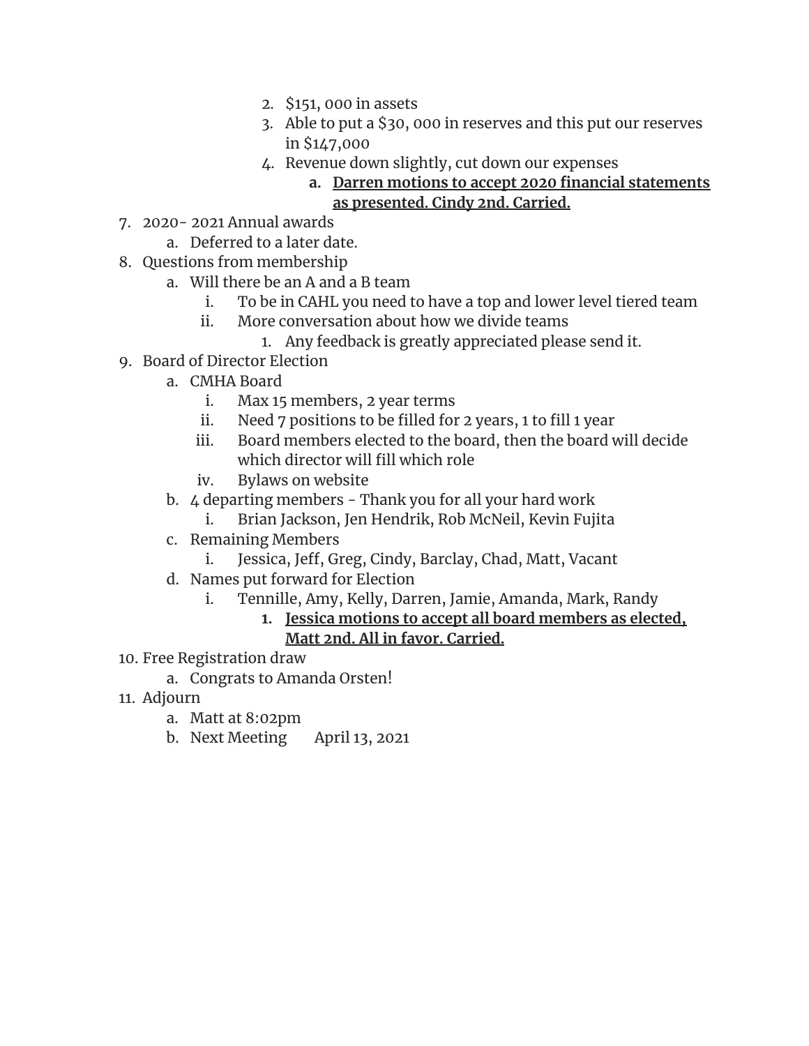2. $151, 000 in assets
3. Able to put a $30, 000 in reserves and this put our reserves in $147,000
4. Revenue down slightly, cut down our expenses
    a. **Darren motions to accept 2020 financial statements as presented. Cindy 2nd. Carried.**

7. 2020- 2021 Annual awards
    a. Deferred to a later date.
8. Questions from membership
    a. Will there be an A and a B team
        i. To be in CAHL you need to have a top and lower level tiered team
        ii. More conversation about how we divide teams
            1. Any feedback is greatly appreciated please send it.
9. Board of Director Election
    a. CMHA Board
        i. Max 15 members, 2 year terms
        ii. Need 7 positions to be filled for 2 years, 1 to fill 1 year
        iii. Board members elected to the board, then the board will decide which director will fill which role
        iv. Bylaws on website
    b. 4 departing members - Thank you for all your hard work
        i. Brian Jackson, Jen Hendrik, Rob McNeil, Kevin Fujita
    c. Remaining Members
        i. Jessica, Jeff, Greg, Cindy, Barclay, Chad, Matt, Vacant
    d. Names put forward for Election
        i. Tennille, Amy, Kelly, Darren, Jamie, Amanda, Mark, Randy
            1. **Jessica motions to accept all board members as elected, Matt 2nd. All in favor. Carried.**
10. Free Registration draw
    a. Congrats to Amanda Orsten!
11. Adjourn
    a. Matt at 8:02pm
    b. Next Meeting April 13, 2021